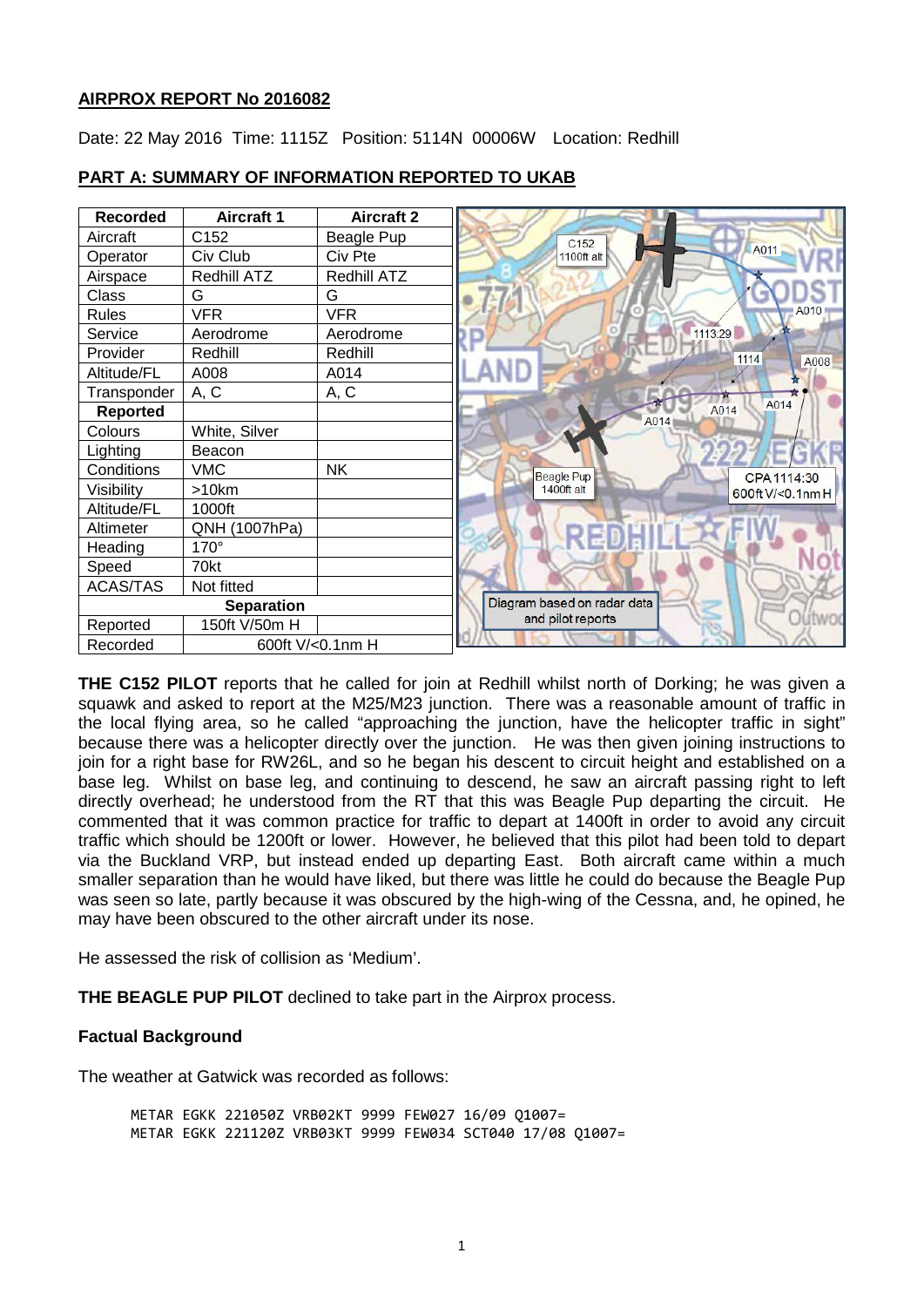## AIRPROX REPORT No 2016082

Date: 22 May 2016 Time: 1115Z Position: 5114N 00006W Location: Redhill

## PART A: SUMMARY OF INFORMATION REPORTED TO UKAB

| Recorded | Aircraft 1 | Aircraft 2 |
|---|---|---|
| Aircraft | C152 | Beagle Pup |
| Operator | Civ Club | Civ Pte |
| Airspace | Redhill ATZ | Redhill ATZ |
| Class | G | G |
| Rules | VFR | VFR |
| Service | Aerodrome | Aerodrome |
| Provider | Redhill | Redhill |
| Altitude/FL | A008 | A014 |
| Transponder | A, C | A, C |
| **Reported** | | |
| Colours | White, Silver | |
| Lighting | Beacon | |
| Conditions | VMC | NK |
| Visibility | >10km | |
| Altitude/FL | 1000ft | |
| Altimeter | QNH (1007hPa) | |
| Heading | 170° | |
| Speed | 70kt | |
| ACAS/TAS | Not fitted | |
| **Separation** | | |
| Reported | 150ft V/50m H | |
| Recorded | 600ft V/<0.1nm H | |

Diagram based on radar data and pilot reports

**THE C152 PILOT** reports that he called for join at Redhill whilst north of Dorking; he was given a squawk and asked to report at the M25/M23 junction. There was a reasonable amount of traffic in the local flying area, so he called "approaching the junction, have the helicopter traffic in sight" because there was a helicopter directly over the junction. He was then given joining instructions to join for a right base for RW26L, and so he began his descent to circuit height and established on a base leg. Whilst on base leg, and continuing to descend, he saw an aircraft passing right to left directly overhead; he understood from the RT that this was Beagle Pup departing the circuit. He commented that it was common practice for traffic to depart at 1400ft in order to avoid any circuit traffic which should be 1200ft or lower. However, he believed that this pilot had been told to depart via the Buckland VRP, but instead ended up departing East. Both aircraft came within a much smaller separation than he would have liked, but there was little he could do because the Beagle Pup was seen so late, partly because it was obscured by the high-wing of the Cessna, and, he opined, he may have been obscured to the other aircraft under its nose.

He assessed the risk of collision as 'Medium'.

**THE BEAGLE PUP PILOT** declined to take part in the Airprox process.

### Factual Background

The weather at Gatwick was recorded as follows:

```
METAR EGKK 221050Z VRB02KT 9999 FEW027 16/09 Q1007=
METAR EGKK 221120Z VRB03KT 9999 FEW034 SCT040 17/08 Q1007=
```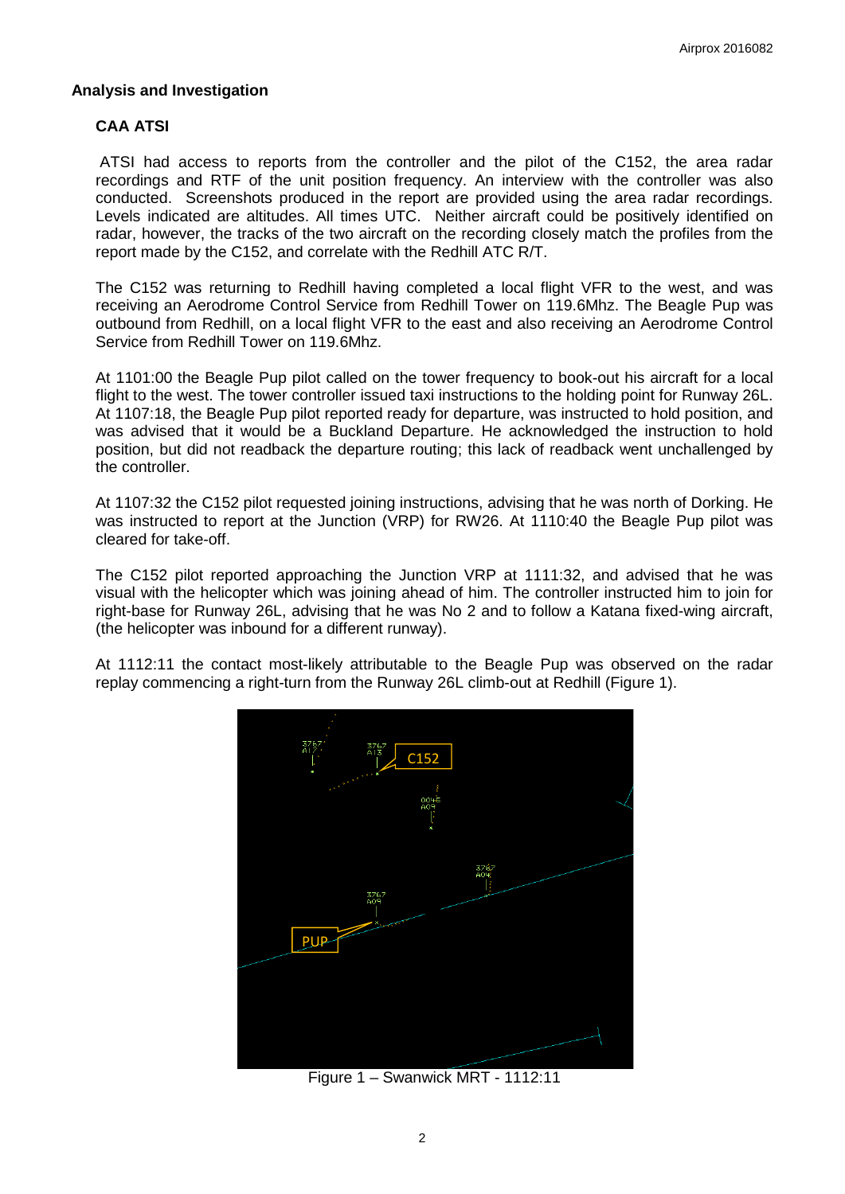## Analysis and Investigation

### CAA ATSI

ATSI had access to reports from the controller and the pilot of the C152, the area radar recordings and RTF of the unit position frequency. An interview with the controller was also conducted. Screenshots produced in the report are provided using the area radar recordings. Levels indicated are altitudes. All times UTC. Neither aircraft could be positively identified on radar, however, the tracks of the two aircraft on the recording closely match the profiles from the report made by the C152, and correlate with the Redhill ATC R/T.

The C152 was returning to Redhill having completed a local flight VFR to the west, and was receiving an Aerodrome Control Service from Redhill Tower on 119.6Mhz. The Beagle Pup was outbound from Redhill, on a local flight VFR to the east and also receiving an Aerodrome Control Service from Redhill Tower on 119.6Mhz.

At 1101:00 the Beagle Pup pilot called on the tower frequency to book-out his aircraft for a local flight to the west. The tower controller issued taxi instructions to the holding point for Runway 26L. At 1107:18, the Beagle Pup pilot reported ready for departure, was instructed to hold position, and was advised that it would be a Buckland Departure. He acknowledged the instruction to hold position, but did not readback the departure routing; this lack of readback went unchallenged by the controller.

At 1107:32 the C152 pilot requested joining instructions, advising that he was north of Dorking. He was instructed to report at the Junction (VRP) for RW26. At 1110:40 the Beagle Pup pilot was cleared for take-off.

The C152 pilot reported approaching the Junction VRP at 1111:32, and advised that he was visual with the helicopter which was joining ahead of him. The controller instructed him to join for right-base for Runway 26L, advising that he was No 2 and to follow a Katana fixed-wing aircraft, (the helicopter was inbound for a different runway).

At 1112:11 the contact most-likely attributable to the Beagle Pup was observed on the radar replay commencing a right-turn from the Runway 26L climb-out at Redhill (Figure 1).

Figure 1 – Swanwick MRT - 1112:11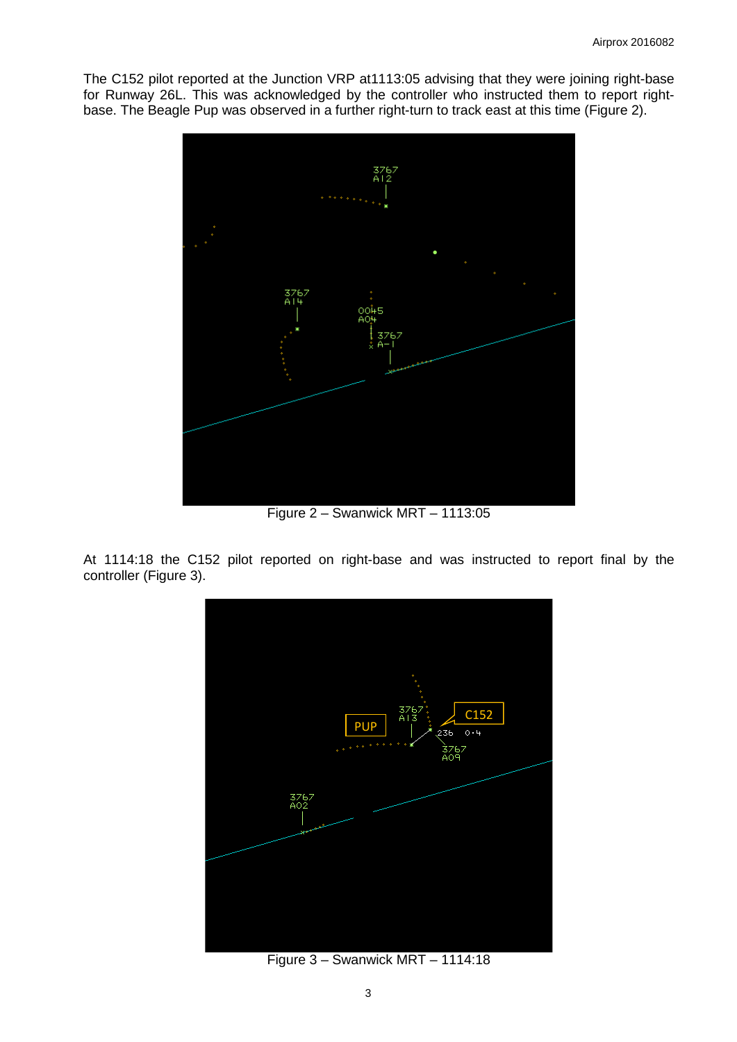The C152 pilot reported at the Junction VRP at1113:05 advising that they were joining right-base for Runway 26L. This was acknowledged by the controller who instructed them to report right-base. The Beagle Pup was observed in a further right-turn to track east at this time (Figure 2).

Figure 2 – Swanwick MRT – 1113:05

At 1114:18 the C152 pilot reported on right-base and was instructed to report final by the controller (Figure 3).

Figure 3 – Swanwick MRT – 1114:18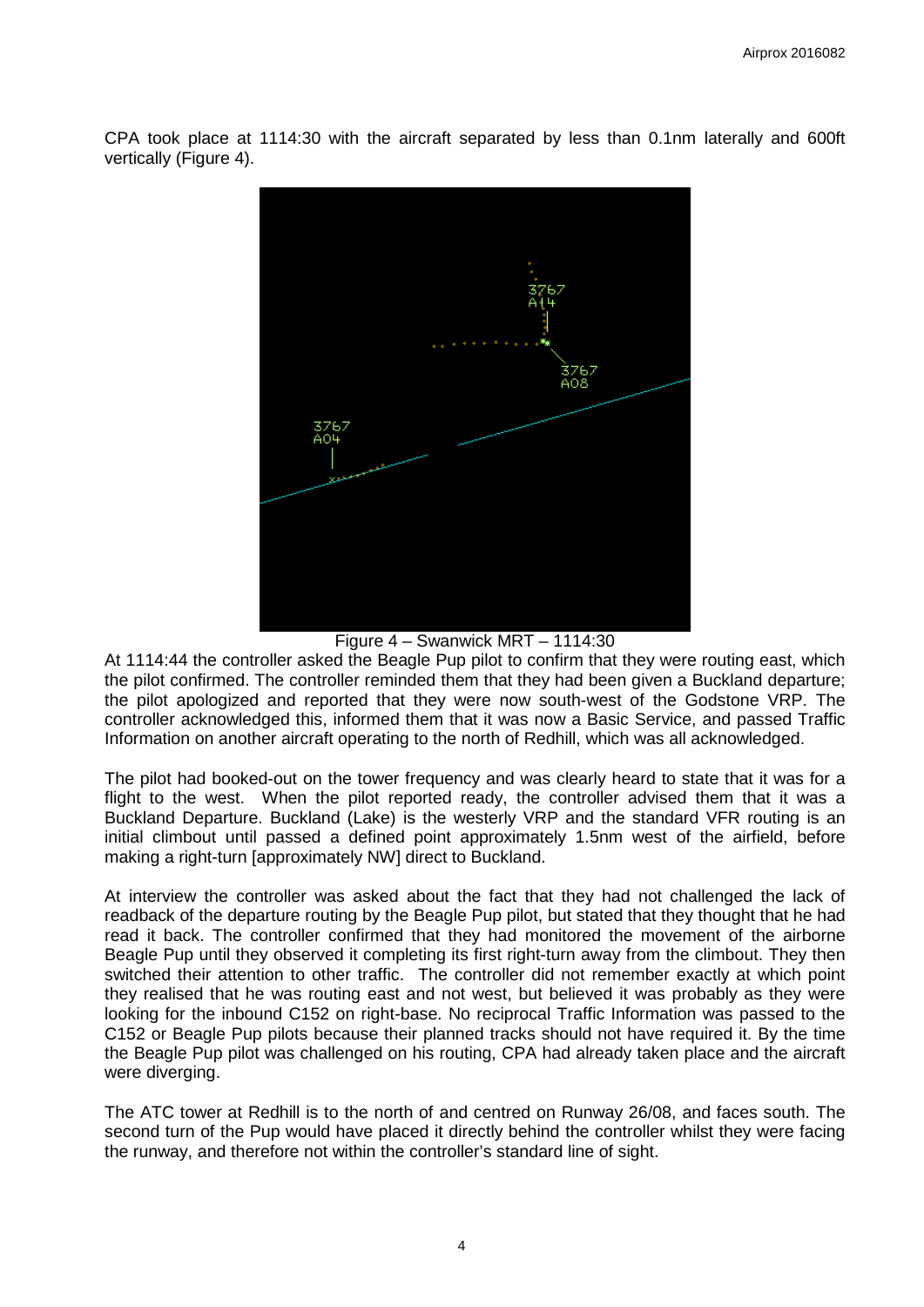CPA took place at 1114:30 with the aircraft separated by less than 0.1nm laterally and 600ft vertically (Figure 4).

Figure 4 – Swanwick MRT – 1114:30

At 1114:44 the controller asked the Beagle Pup pilot to confirm that they were routing east, which the pilot confirmed. The controller reminded them that they had been given a Buckland departure; the pilot apologized and reported that they were now south-west of the Godstone VRP. The controller acknowledged this, informed them that it was now a Basic Service, and passed Traffic Information on another aircraft operating to the north of Redhill, which was all acknowledged.

The pilot had booked-out on the tower frequency and was clearly heard to state that it was for a flight to the west. When the pilot reported ready, the controller advised them that it was a Buckland Departure. Buckland (Lake) is the westerly VRP and the standard VFR routing is an initial climbout until passed a defined point approximately 1.5nm west of the airfield, before making a right-turn [approximately NW] direct to Buckland.

At interview the controller was asked about the fact that they had not challenged the lack of readback of the departure routing by the Beagle Pup pilot, but stated that they thought that he had read it back. The controller confirmed that they had monitored the movement of the airborne Beagle Pup until they observed it completing its first right-turn away from the climbout. They then switched their attention to other traffic. The controller did not remember exactly at which point they realised that he was routing east and not west, but believed it was probably as they were looking for the inbound C152 on right-base. No reciprocal Traffic Information was passed to the C152 or Beagle Pup pilots because their planned tracks should not have required it. By the time the Beagle Pup pilot was challenged on his routing, CPA had already taken place and the aircraft were diverging.

The ATC tower at Redhill is to the north of and centred on Runway 26/08, and faces south. The second turn of the Pup would have placed it directly behind the controller whilst they were facing the runway, and therefore not within the controller's standard line of sight.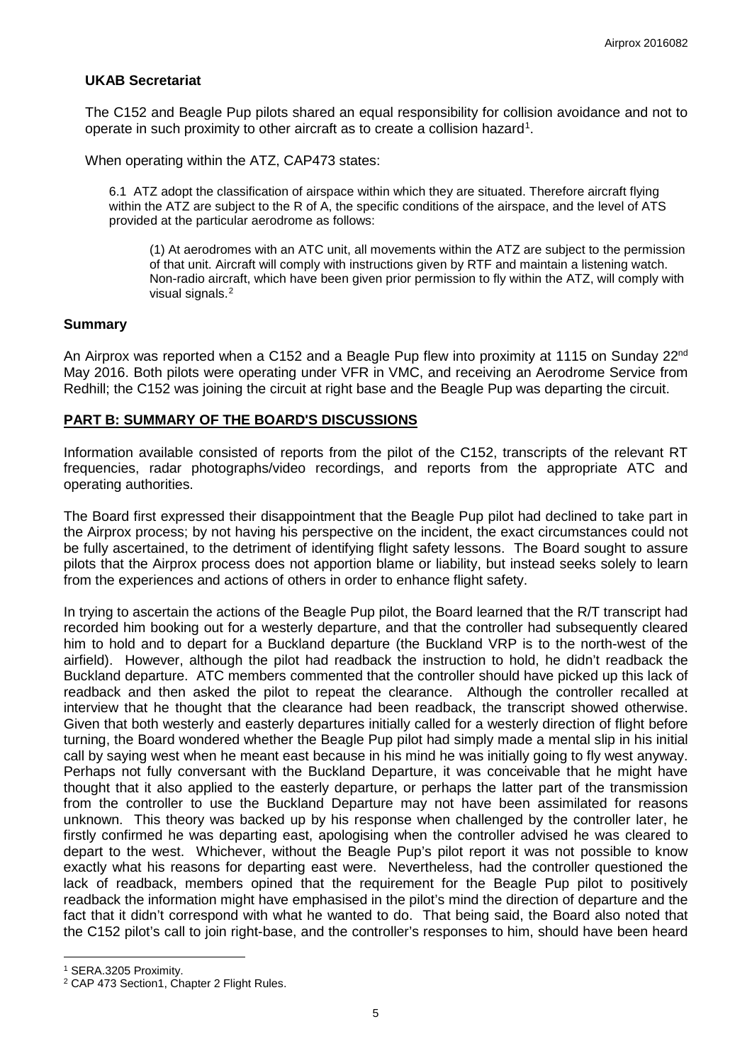**UKAB Secretariat**

The C152 and Beagle Pup pilots shared an equal responsibility for collision avoidance and not to operate in such proximity to other aircraft as to create a collision hazard[1].

When operating within the ATZ, CAP473 states:

> 6.1 ATZ adopt the classification of airspace within which they are situated. Therefore aircraft flying within the ATZ are subject to the R of A, the specific conditions of the airspace, and the level of ATS provided at the particular aerodrome as follows:
>
> > (1) At aerodromes with an ATC unit, all movements within the ATZ are subject to the permission of that unit. Aircraft will comply with instructions given by RTF and maintain a listening watch. Non-radio aircraft, which have been given prior permission to fly within the ATZ, will comply with visual signals.[2]

## Summary

An Airprox was reported when a C152 and a Beagle Pup flew into proximity at 1115 on Sunday 22nd May 2016. Both pilots were operating under VFR in VMC, and receiving an Aerodrome Service from Redhill; the C152 was joining the circuit at right base and the Beagle Pup was departing the circuit.

## PART B: SUMMARY OF THE BOARD'S DISCUSSIONS

Information available consisted of reports from the pilot of the C152, transcripts of the relevant RT frequencies, radar photographs/video recordings, and reports from the appropriate ATC and operating authorities.

The Board first expressed their disappointment that the Beagle Pup pilot had declined to take part in the Airprox process; by not having his perspective on the incident, the exact circumstances could not be fully ascertained, to the detriment of identifying flight safety lessons. The Board sought to assure pilots that the Airprox process does not apportion blame or liability, but instead seeks solely to learn from the experiences and actions of others in order to enhance flight safety.

In trying to ascertain the actions of the Beagle Pup pilot, the Board learned that the R/T transcript had recorded him booking out for a westerly departure, and that the controller had subsequently cleared him to hold and to depart for a Buckland departure (the Buckland VRP is to the north-west of the airfield). However, although the pilot had readback the instruction to hold, he didn't readback the Buckland departure. ATC members commented that the controller should have picked up this lack of readback and then asked the pilot to repeat the clearance. Although the controller recalled at interview that he thought that the clearance had been readback, the transcript showed otherwise. Given that both westerly and easterly departures initially called for a westerly direction of flight before turning, the Board wondered whether the Beagle Pup pilot had simply made a mental slip in his initial call by saying west when he meant east because in his mind he was initially going to fly west anyway. Perhaps not fully conversant with the Buckland Departure, it was conceivable that he might have thought that it also applied to the easterly departure, or perhaps the latter part of the transmission from the controller to use the Buckland Departure may not have been assimilated for reasons unknown. This theory was backed up by his response when challenged by the controller later, he firstly confirmed he was departing east, apologising when the controller advised he was cleared to depart to the west. Whichever, without the Beagle Pup's pilot report it was not possible to know exactly what his reasons for departing east were. Nevertheless, had the controller questioned the lack of readback, members opined that the requirement for the Beagle Pup pilot to positively readback the information might have emphasised in the pilot's mind the direction of departure and the fact that it didn't correspond with what he wanted to do. That being said, the Board also noted that the C152 pilot's call to join right-base, and the controller's responses to him, should have been heard

---

[1] SERA.3205 Proximity.

[2] CAP 473 Section1, Chapter 2 Flight Rules.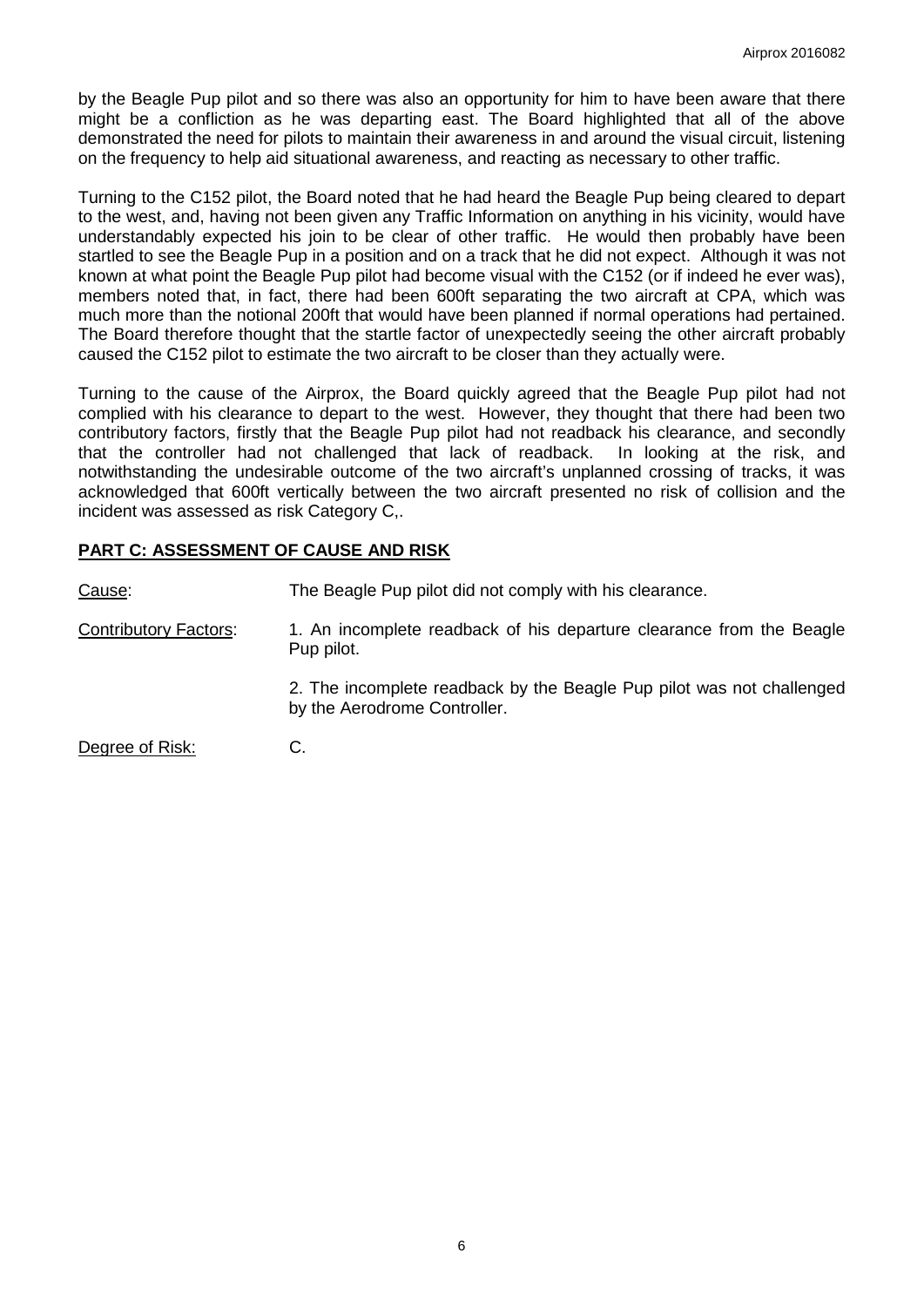by the Beagle Pup pilot and so there was also an opportunity for him to have been aware that there might be a confliction as he was departing east. The Board highlighted that all of the above demonstrated the need for pilots to maintain their awareness in and around the visual circuit, listening on the frequency to help aid situational awareness, and reacting as necessary to other traffic.

Turning to the C152 pilot, the Board noted that he had heard the Beagle Pup being cleared to depart to the west, and, having not been given any Traffic Information on anything in his vicinity, would have understandably expected his join to be clear of other traffic. He would then probably have been startled to see the Beagle Pup in a position and on a track that he did not expect. Although it was not known at what point the Beagle Pup pilot had become visual with the C152 (or if indeed he ever was), members noted that, in fact, there had been 600ft separating the two aircraft at CPA, which was much more than the notional 200ft that would have been planned if normal operations had pertained. The Board therefore thought that the startle factor of unexpectedly seeing the other aircraft probably caused the C152 pilot to estimate the two aircraft to be closer than they actually were.

Turning to the cause of the Airprox, the Board quickly agreed that the Beagle Pup pilot had not complied with his clearance to depart to the west. However, they thought that there had been two contributory factors, firstly that the Beagle Pup pilot had not readback his clearance, and secondly that the controller had not challenged that lack of readback. In looking at the risk, and notwithstanding the undesirable outcome of the two aircraft's unplanned crossing of tracks, it was acknowledged that 600ft vertically between the two aircraft presented no risk of collision and the incident was assessed as risk Category C,.

## PART C: ASSESSMENT OF CAUSE AND RISK

Cause: The Beagle Pup pilot did not comply with his clearance.

Contributory Factors:

1. An incomplete readback of his departure clearance from the Beagle Pup pilot.
2. The incomplete readback by the Beagle Pup pilot was not challenged by the Aerodrome Controller.

Degree of Risk: C.